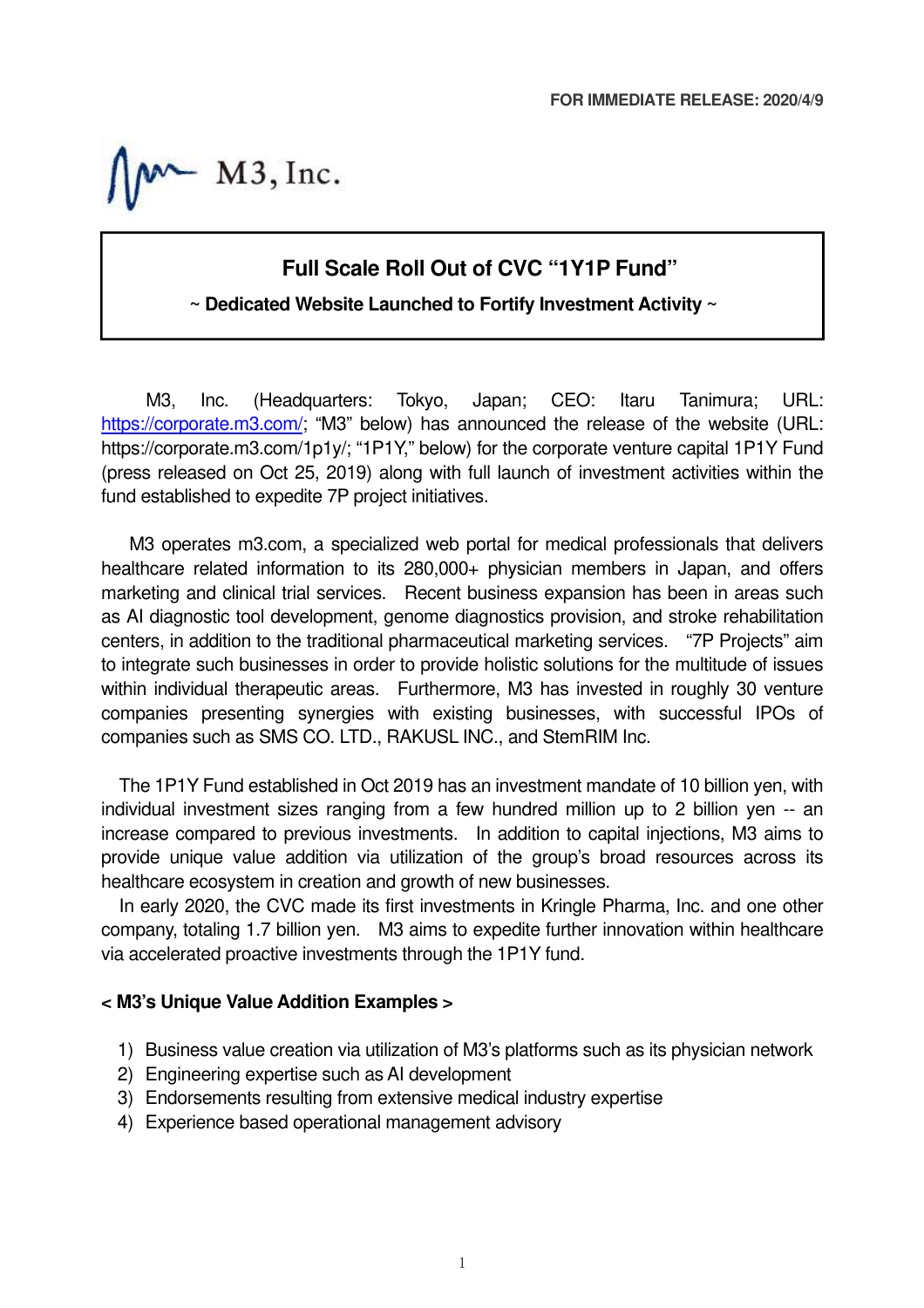FOR IMMEDIATE RELEASE: 2020/4/9

M3, Inc.

# Full Scale Roll Out of CVC "1Y1P Fund"

**~ Dedicated Website Launched to Fortify Investment Activity ~**

M3, Inc. (Headquarters: Tokyo, Japan; CEO: Itaru Tanimura; URL: https://corporate.m3.com/; "M3" below) has announced the release of the website (URL: https://corporate.m3.com/1p1y/; "1P1Y," below) for the corporate venture capital 1P1Y Fund (press released on Oct 25, 2019) along with full launch of investment activities within the fund established to expedite 7P project initiatives.

M3 operates m3.com, a specialized web portal for medical professionals that delivers healthcare related information to its 280,000+ physician members in Japan, and offers marketing and clinical trial services. Recent business expansion has been in areas such as AI diagnostic tool development, genome diagnostics provision, and stroke rehabilitation centers, in addition to the traditional pharmaceutical marketing services. "7P Projects" aim to integrate such businesses in order to provide holistic solutions for the multitude of issues within individual therapeutic areas. Furthermore, M3 has invested in roughly 30 venture companies presenting synergies with existing businesses, with successful IPOs of companies such as SMS CO. LTD., RAKUSL INC., and StemRIM Inc.

The 1P1Y Fund established in Oct 2019 has an investment mandate of 10 billion yen, with individual investment sizes ranging from a few hundred million up to 2 billion yen -- an increase compared to previous investments. In addition to capital injections, M3 aims to provide unique value addition via utilization of the group's broad resources across its healthcare ecosystem in creation and growth of new businesses.

In early 2020, the CVC made its first investments in Kringle Pharma, Inc. and one other company, totaling 1.7 billion yen. M3 aims to expedite further innovation within healthcare via accelerated proactive investments through the 1P1Y fund.

**< M3's Unique Value Addition Examples >**

1) Business value creation via utilization of M3's platforms such as its physician network
2) Engineering expertise such as AI development
3) Endorsements resulting from extensive medical industry expertise
4) Experience based operational management advisory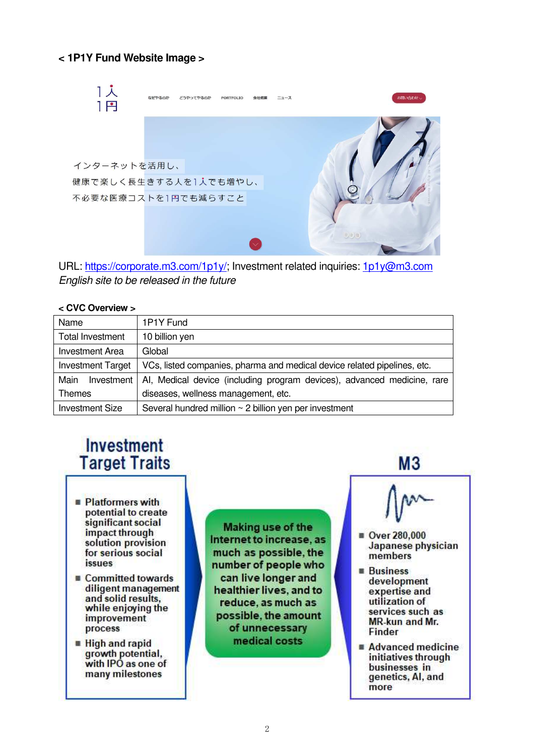**< 1P1Y Fund Website Image >**

1人
1円

なぜやるのか　どうやってやるのか　PORTFOLIO　会社概要　ニュース　お問い合わせ

インターネットを活用し、
健康で楽しく長生きする人を1人でも増やし、
不必要な医療コストを1円でも減らすこと

URL: https://corporate.m3.com/1p1y/; Investment related inquiries: 1p1y@m3.com
*English site to be released in the future*

**< CVC Overview >**

| | |
|---|---|
| Name | 1P1Y Fund |
| Total Investment | 10 billion yen |
| Investment Area | Global |
| Investment Target | VCs, listed companies, pharma and medical device related pipelines, etc. |
| Main Investment Themes | AI, Medical device (including program devices), advanced medicine, rare diseases, wellness management, etc. |
| Investment Size | Several hundred million ~ 2 billion yen per investment |

**Investment Target Traits**

- Platformers with potential to create significant social impact through solution provision for serious social issues
- Committed towards diligent management and solid results, while enjoying the improvement process
- High and rapid growth potential, with IPO as one of many milestones

Making use of the Internet to increase, as much as possible, the number of people who can live longer and healthier lives, and to reduce, as much as possible, the amount of unnecessary medical costs

**M3**

- Over 280,000 Japanese physician members
- Business development expertise and utilization of services such as MR-kun and Mr. Finder
- Advanced medicine initiatives through businesses in genetics, AI, and more